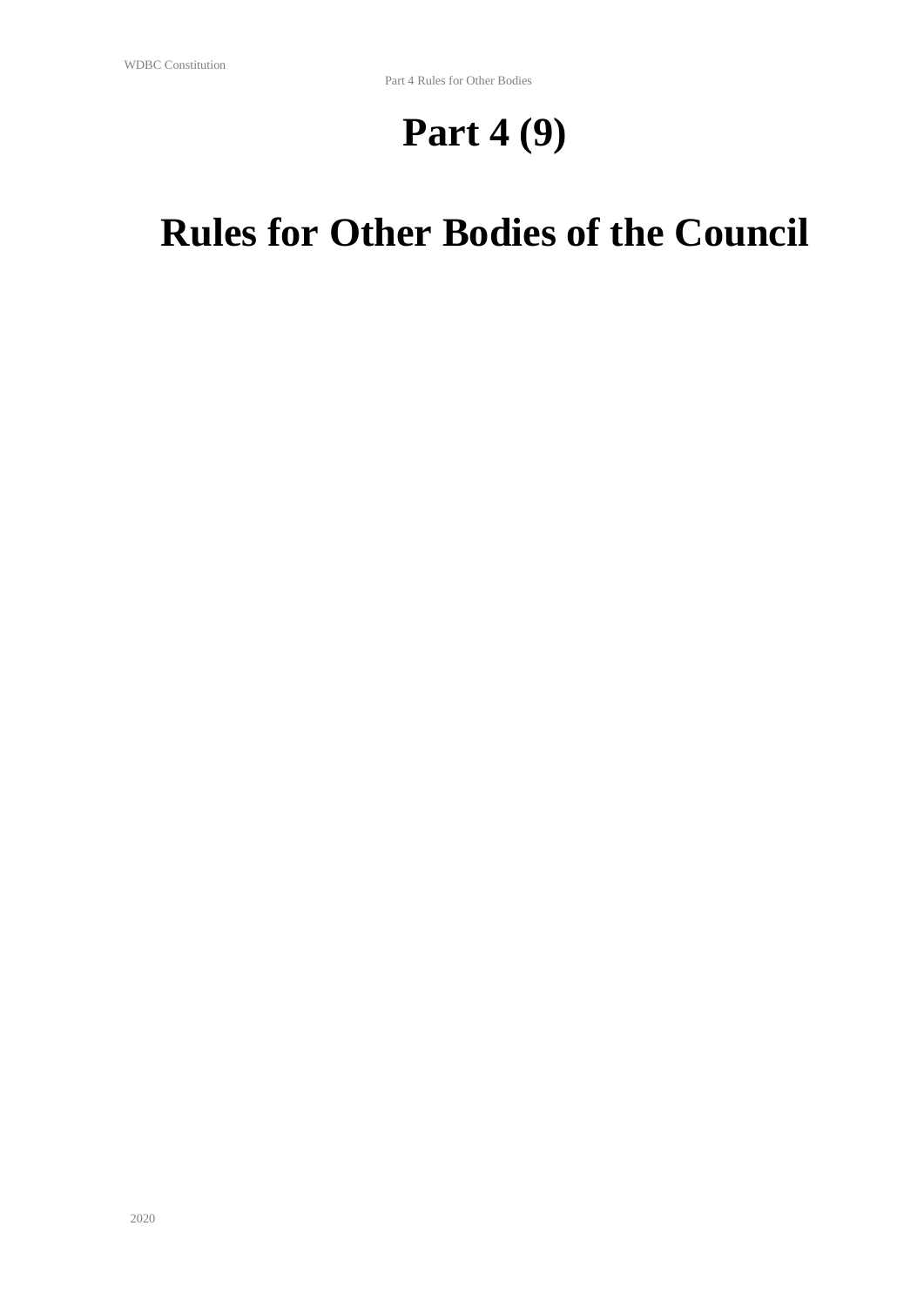# Part 4 (9)

# Rules for Other Bodies of the Council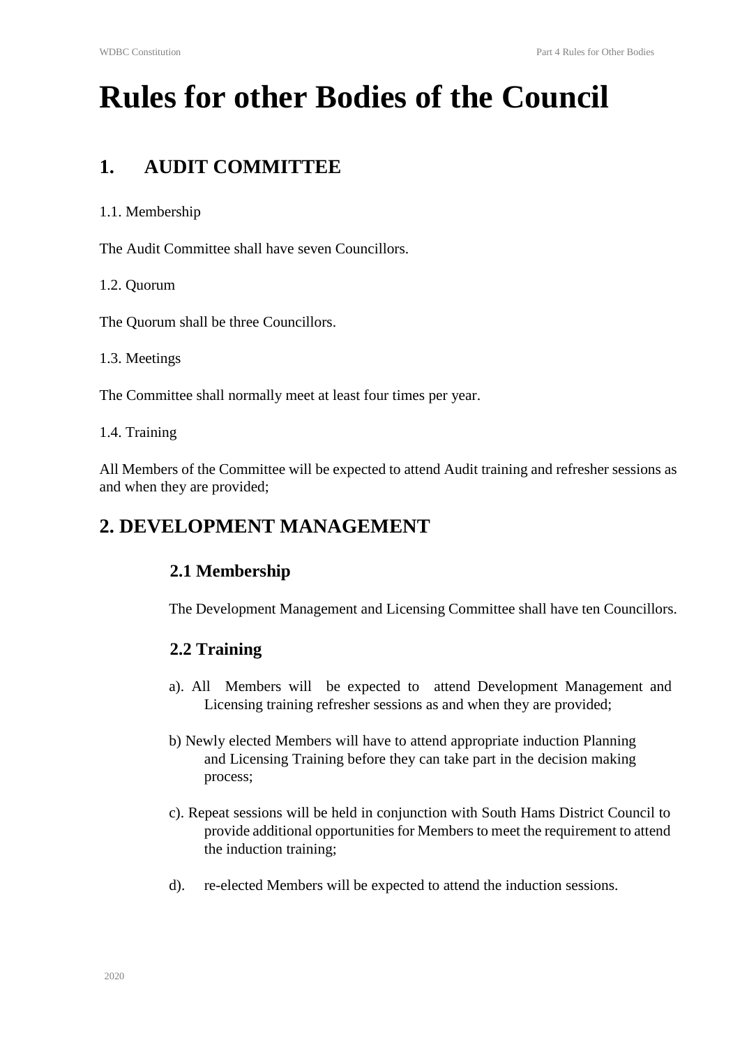# Rules for other Bodies of the Council

## 1. AUDIT COMMITTEE

1.1. Membership

The Audit Committee shall have seven Councillors.

1.2. Quorum

The Quorum shall be three Councillors.

1.3. Meetings

The Committee shall normally meet at least four times per year.

1.4. Training

All Members of the Committee will be expected to attend Audit training and refresher sessions as and when they are provided;

## 2. DEVELOPMENT MANAGEMENT

### 2.1 Membership

The Development Management and Licensing Committee shall have ten Councillors.

### 2.2 Training

a). All Members will be expected to attend Development Management and Licensing training refresher sessions as and when they are provided;

b) Newly elected Members will have to attend appropriate induction Planning and Licensing Training before they can take part in the decision making process;

c). Repeat sessions will be held in conjunction with South Hams District Council to provide additional opportunities for Members to meet the requirement to attend the induction training;

d). re-elected Members will be expected to attend the induction sessions.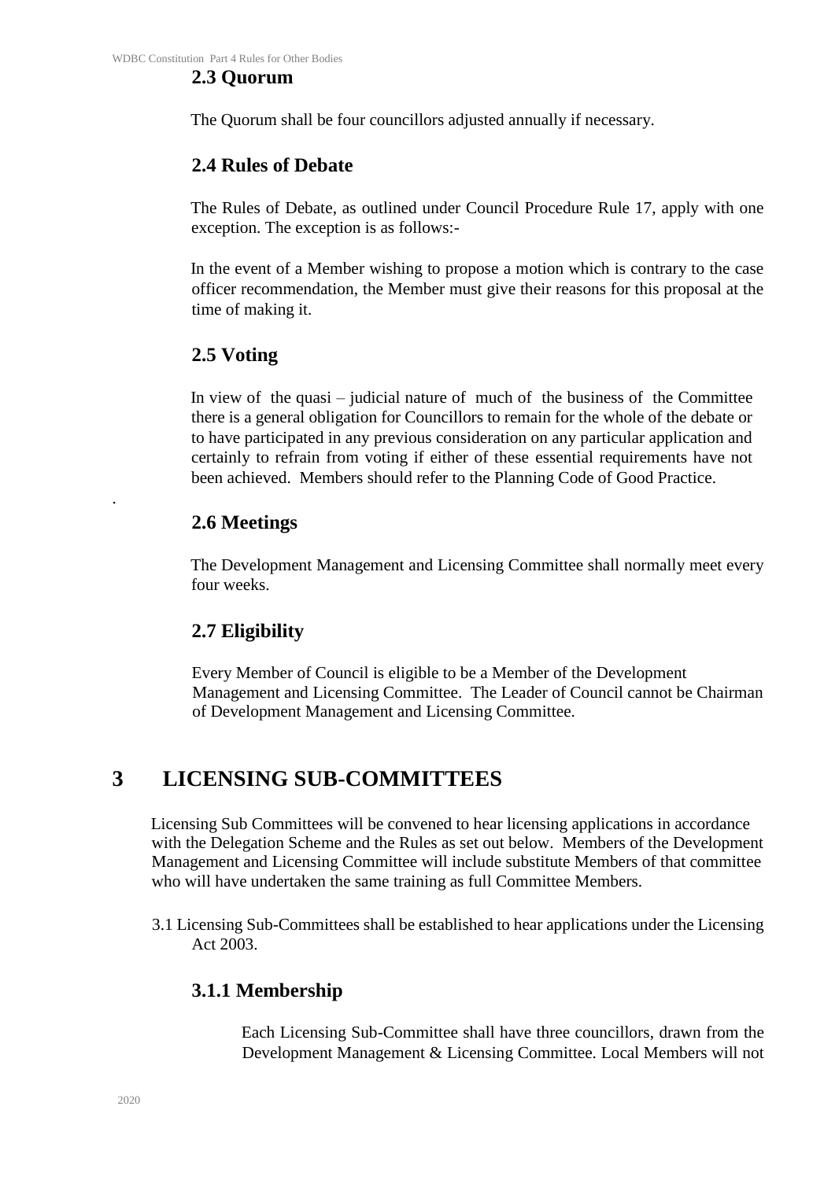### 2.3 Quorum

The Quorum shall be four councillors adjusted annually if necessary.

### 2.4 Rules of Debate

The Rules of Debate, as outlined under Council Procedure Rule 17, apply with one exception. The exception is as follows:-

In the event of a Member wishing to propose a motion which is contrary to the case officer recommendation, the Member must give their reasons for this proposal at the time of making it.

### 2.5 Voting

In view of the quasi – judicial nature of much of the business of the Committee there is a general obligation for Councillors to remain for the whole of the debate or to have participated in any previous consideration on any particular application and certainly to refrain from voting if either of these essential requirements have not been achieved. Members should refer to the Planning Code of Good Practice.

### 2.6 Meetings

The Development Management and Licensing Committee shall normally meet every four weeks.

### 2.7 Eligibility

Every Member of Council is eligible to be a Member of the Development Management and Licensing Committee. The Leader of Council cannot be Chairman of Development Management and Licensing Committee.

## 3 LICENSING SUB-COMMITTEES

Licensing Sub Committees will be convened to hear licensing applications in accordance with the Delegation Scheme and the Rules as set out below. Members of the Development Management and Licensing Committee will include substitute Members of that committee who will have undertaken the same training as full Committee Members.

3.1 Licensing Sub-Committees shall be established to hear applications under the Licensing Act 2003.

### 3.1.1 Membership

Each Licensing Sub-Committee shall have three councillors, drawn from the Development Management & Licensing Committee. Local Members will not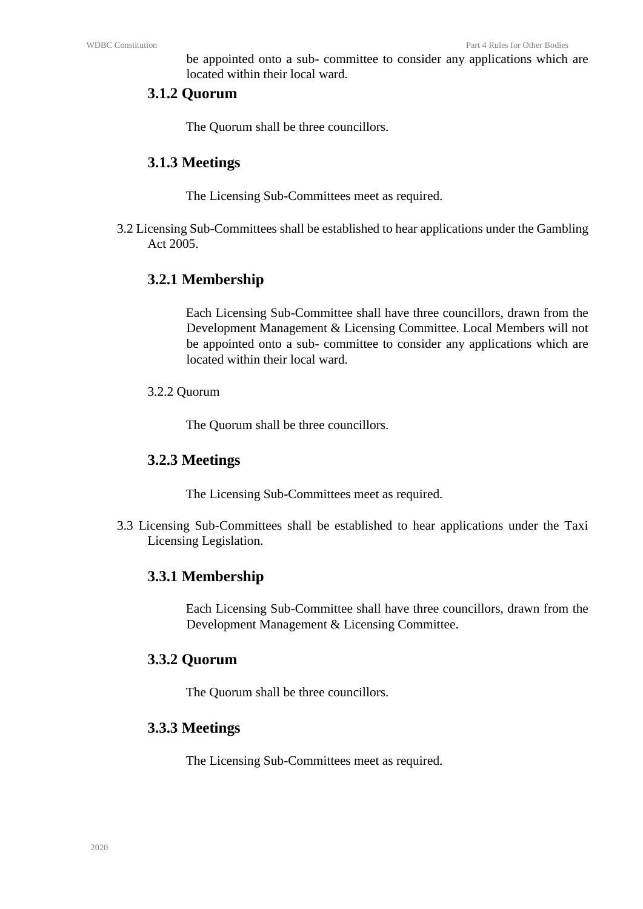be appointed onto a sub- committee to consider any applications which are located within their local ward.

### 3.1.2 Quorum

The Quorum shall be three councillors.

### 3.1.3 Meetings

The Licensing Sub-Committees meet as required.

3.2 Licensing Sub-Committees shall be established to hear applications under the Gambling Act 2005.

### 3.2.1 Membership

Each Licensing Sub-Committee shall have three councillors, drawn from the Development Management & Licensing Committee. Local Members will not be appointed onto a sub- committee to consider any applications which are located within their local ward.

3.2.2 Quorum

The Quorum shall be three councillors.

### 3.2.3 Meetings

The Licensing Sub-Committees meet as required.

3.3 Licensing Sub-Committees shall be established to hear applications under the Taxi Licensing Legislation.

### 3.3.1 Membership

Each Licensing Sub-Committee shall have three councillors, drawn from the Development Management & Licensing Committee.

### 3.3.2 Quorum

The Quorum shall be three councillors.

### 3.3.3 Meetings

The Licensing Sub-Committees meet as required.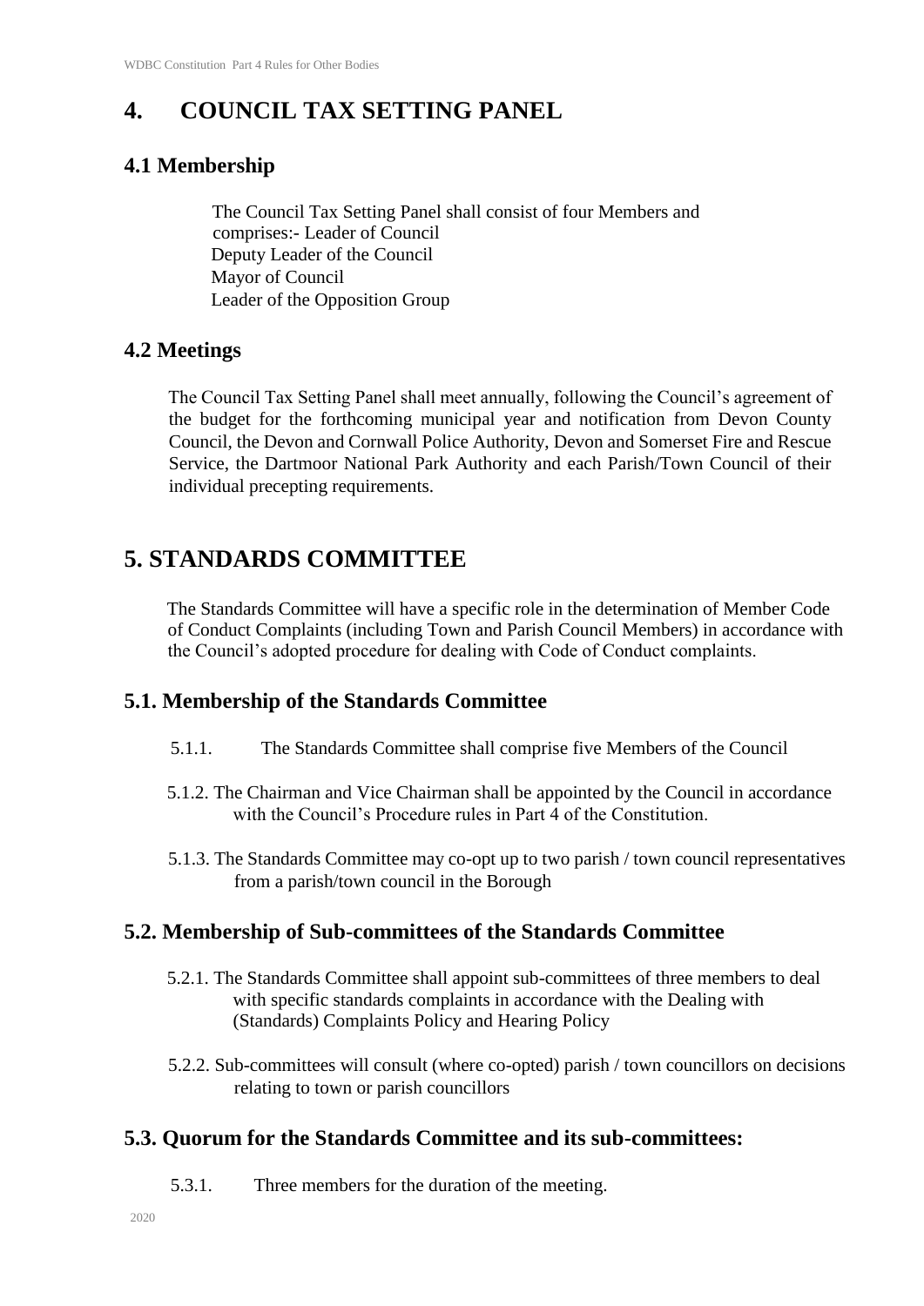# 4. COUNCIL TAX SETTING PANEL

## 4.1 Membership

The Council Tax Setting Panel shall consist of four Members and comprises:- Leader of Council
Deputy Leader of the Council
Mayor of Council
Leader of the Opposition Group

## 4.2 Meetings

The Council Tax Setting Panel shall meet annually, following the Council's agreement of the budget for the forthcoming municipal year and notification from Devon County Council, the Devon and Cornwall Police Authority, Devon and Somerset Fire and Rescue Service, the Dartmoor National Park Authority and each Parish/Town Council of their individual precepting requirements.

# 5. STANDARDS COMMITTEE

The Standards Committee will have a specific role in the determination of Member Code of Conduct Complaints (including Town and Parish Council Members) in accordance with the Council's adopted procedure for dealing with Code of Conduct complaints.

## 5.1. Membership of the Standards Committee

5.1.1. The Standards Committee shall comprise five Members of the Council

5.1.2. The Chairman and Vice Chairman shall be appointed by the Council in accordance with the Council's Procedure rules in Part 4 of the Constitution.

5.1.3. The Standards Committee may co-opt up to two parish / town council representatives from a parish/town council in the Borough

## 5.2. Membership of Sub-committees of the Standards Committee

5.2.1. The Standards Committee shall appoint sub-committees of three members to deal with specific standards complaints in accordance with the Dealing with (Standards) Complaints Policy and Hearing Policy

5.2.2. Sub-committees will consult (where co-opted) parish / town councillors on decisions relating to town or parish councillors

## 5.3. Quorum for the Standards Committee and its sub-committees:

5.3.1. Three members for the duration of the meeting.